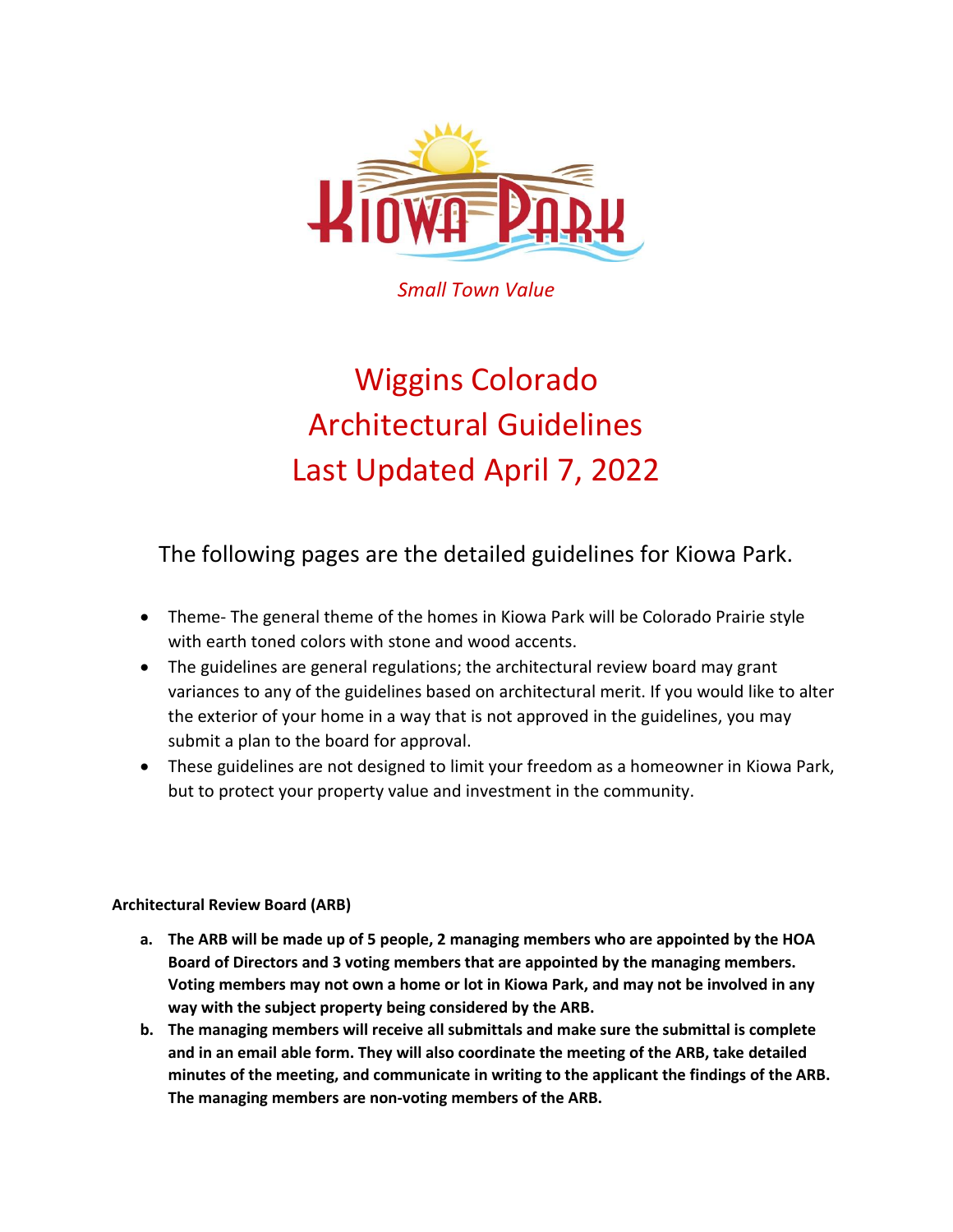KIOWA PARK

*Small Town Value*

# Wiggins Colorado
# Architectural Guidelines
# Last Updated April 7, 2022

The following pages are the detailed guidelines for Kiowa Park.

- Theme- The general theme of the homes in Kiowa Park will be Colorado Prairie style with earth toned colors with stone and wood accents.
- The guidelines are general regulations; the architectural review board may grant variances to any of the guidelines based on architectural merit. If you would like to alter the exterior of your home in a way that is not approved in the guidelines, you may submit a plan to the board for approval.
- These guidelines are not designed to limit your freedom as a homeowner in Kiowa Park, but to protect your property value and investment in the community.

**Architectural Review Board (ARB)**

a. **The ARB will be made up of 5 people, 2 managing members who are appointed by the HOA Board of Directors and 3 voting members that are appointed by the managing members. Voting members may not own a home or lot in Kiowa Park, and may not be involved in any way with the subject property being considered by the ARB.**
b. **The managing members will receive all submittals and make sure the submittal is complete and in an email able form. They will also coordinate the meeting of the ARB, take detailed minutes of the meeting, and communicate in writing to the applicant the findings of the ARB. The managing members are non-voting members of the ARB.**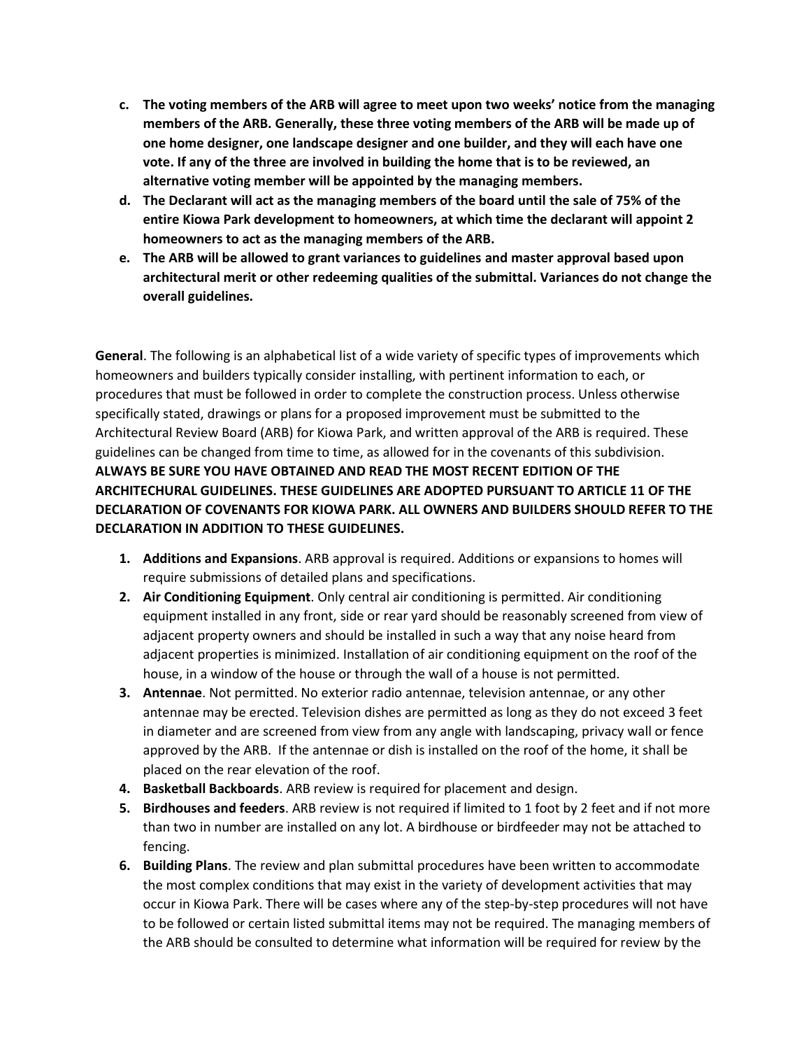c. **The voting members of the ARB will agree to meet upon two weeks' notice from the managing members of the ARB. Generally, these three voting members of the ARB will be made up of one home designer, one landscape designer and one builder, and they will each have one vote. If any of the three are involved in building the home that is to be reviewed, an alternative voting member will be appointed by the managing members.**
d. **The Declarant will act as the managing members of the board until the sale of 75% of the entire Kiowa Park development to homeowners, at which time the declarant will appoint 2 homeowners to act as the managing members of the ARB.**
e. **The ARB will be allowed to grant variances to guidelines and master approval based upon architectural merit or other redeeming qualities of the submittal. Variances do not change the overall guidelines.**

**General**. The following is an alphabetical list of a wide variety of specific types of improvements which homeowners and builders typically consider installing, with pertinent information to each, or procedures that must be followed in order to complete the construction process. Unless otherwise specifically stated, drawings or plans for a proposed improvement must be submitted to the Architectural Review Board (ARB) for Kiowa Park, and written approval of the ARB is required. These guidelines can be changed from time to time, as allowed for in the covenants of this subdivision. **ALWAYS BE SURE YOU HAVE OBTAINED AND READ THE MOST RECENT EDITION OF THE ARCHITECHURAL GUIDELINES. THESE GUIDELINES ARE ADOPTED PURSUANT TO ARTICLE 11 OF THE DECLARATION OF COVENANTS FOR KIOWA PARK. ALL OWNERS AND BUILDERS SHOULD REFER TO THE DECLARATION IN ADDITION TO THESE GUIDELINES.**

1. **Additions and Expansions**. ARB approval is required. Additions or expansions to homes will require submissions of detailed plans and specifications.
2. **Air Conditioning Equipment**. Only central air conditioning is permitted. Air conditioning equipment installed in any front, side or rear yard should be reasonably screened from view of adjacent property owners and should be installed in such a way that any noise heard from adjacent properties is minimized. Installation of air conditioning equipment on the roof of the house, in a window of the house or through the wall of a house is not permitted.
3. **Antennae**. Not permitted. No exterior radio antennae, television antennae, or any other antennae may be erected. Television dishes are permitted as long as they do not exceed 3 feet in diameter and are screened from view from any angle with landscaping, privacy wall or fence approved by the ARB. If the antennae or dish is installed on the roof of the home, it shall be placed on the rear elevation of the roof.
4. **Basketball Backboards**. ARB review is required for placement and design.
5. **Birdhouses and feeders**. ARB review is not required if limited to 1 foot by 2 feet and if not more than two in number are installed on any lot. A birdhouse or birdfeeder may not be attached to fencing.
6. **Building Plans**. The review and plan submittal procedures have been written to accommodate the most complex conditions that may exist in the variety of development activities that may occur in Kiowa Park. There will be cases where any of the step-by-step procedures will not have to be followed or certain listed submittal items may not be required. The managing members of the ARB should be consulted to determine what information will be required for review by the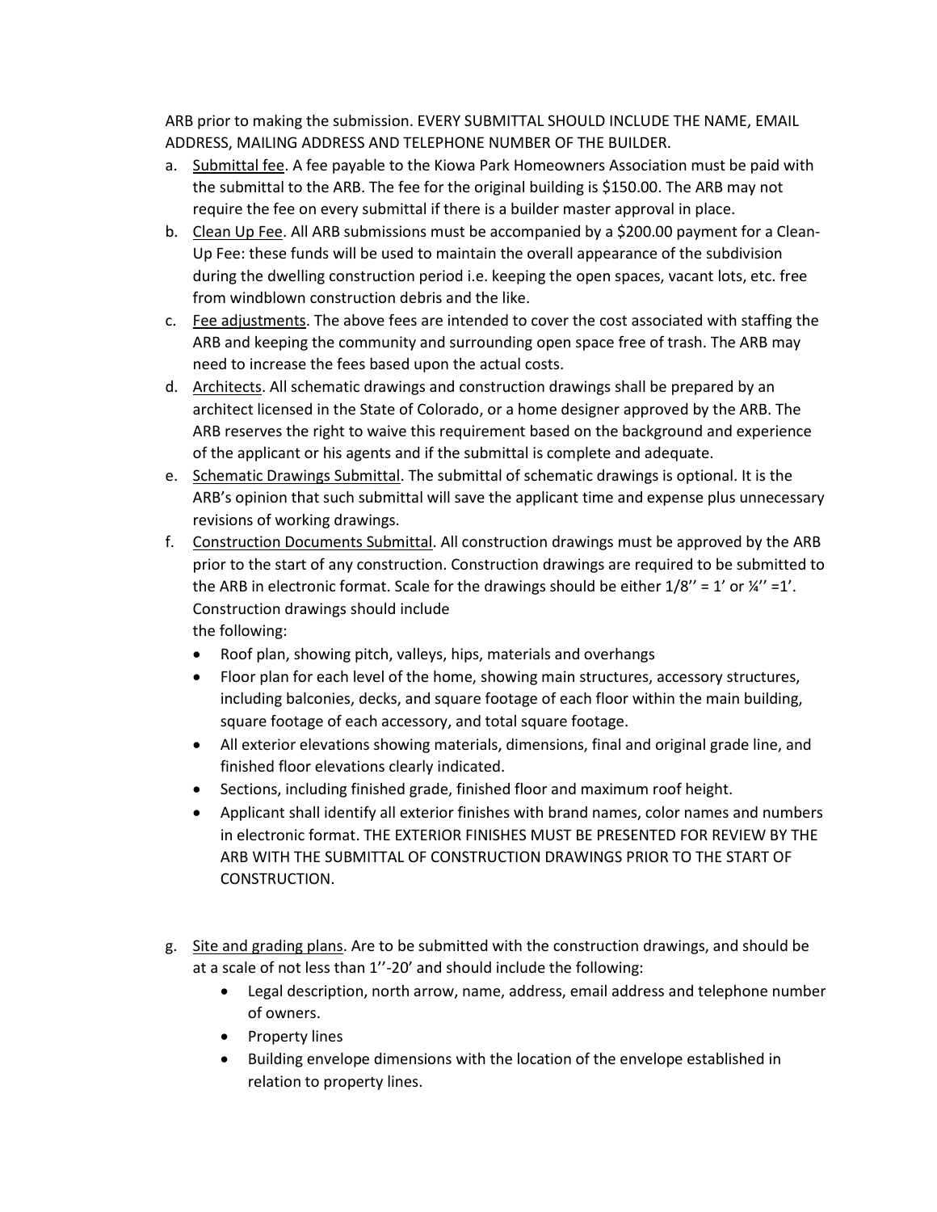ARB prior to making the submission. EVERY SUBMITTAL SHOULD INCLUDE THE NAME, EMAIL ADDRESS, MAILING ADDRESS AND TELEPHONE NUMBER OF THE BUILDER.

a. Submittal fee. A fee payable to the Kiowa Park Homeowners Association must be paid with the submittal to the ARB. The fee for the original building is $150.00. The ARB may not require the fee on every submittal if there is a builder master approval in place.

b. Clean Up Fee. All ARB submissions must be accompanied by a $200.00 payment for a Clean-Up Fee: these funds will be used to maintain the overall appearance of the subdivision during the dwelling construction period i.e. keeping the open spaces, vacant lots, etc. free from windblown construction debris and the like.

c. Fee adjustments. The above fees are intended to cover the cost associated with staffing the ARB and keeping the community and surrounding open space free of trash. The ARB may need to increase the fees based upon the actual costs.

d. Architects. All schematic drawings and construction drawings shall be prepared by an architect licensed in the State of Colorado, or a home designer approved by the ARB. The ARB reserves the right to waive this requirement based on the background and experience of the applicant or his agents and if the submittal is complete and adequate.

e. Schematic Drawings Submittal. The submittal of schematic drawings is optional. It is the ARB's opinion that such submittal will save the applicant time and expense plus unnecessary revisions of working drawings.

f. Construction Documents Submittal. All construction drawings must be approved by the ARB prior to the start of any construction. Construction drawings are required to be submitted to the ARB in electronic format. Scale for the drawings should be either 1/8'' = 1' or ¼'' =1'. Construction drawings should include the following:
   - Roof plan, showing pitch, valleys, hips, materials and overhangs
   - Floor plan for each level of the home, showing main structures, accessory structures, including balconies, decks, and square footage of each floor within the main building, square footage of each accessory, and total square footage.
   - All exterior elevations showing materials, dimensions, final and original grade line, and finished floor elevations clearly indicated.
   - Sections, including finished grade, finished floor and maximum roof height.
   - Applicant shall identify all exterior finishes with brand names, color names and numbers in electronic format. THE EXTERIOR FINISHES MUST BE PRESENTED FOR REVIEW BY THE ARB WITH THE SUBMITTAL OF CONSTRUCTION DRAWINGS PRIOR TO THE START OF CONSTRUCTION.

g. Site and grading plans. Are to be submitted with the construction drawings, and should be at a scale of not less than 1''-20' and should include the following:
   - Legal description, north arrow, name, address, email address and telephone number of owners.
   - Property lines
   - Building envelope dimensions with the location of the envelope established in relation to property lines.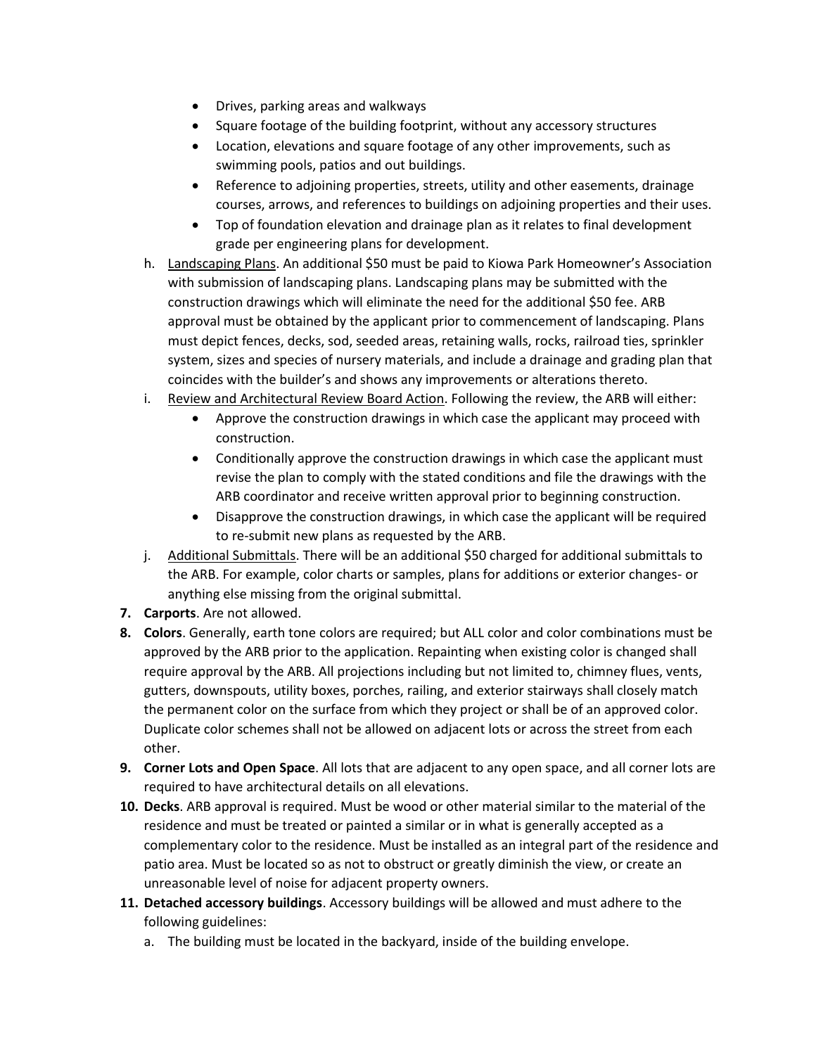- Drives, parking areas and walkways
- Square footage of the building footprint, without any accessory structures
- Location, elevations and square footage of any other improvements, such as swimming pools, patios and out buildings.
- Reference to adjoining properties, streets, utility and other easements, drainage courses, arrows, and references to buildings on adjoining properties and their uses.
- Top of foundation elevation and drainage plan as it relates to final development grade per engineering plans for development.

h. Landscaping Plans. An additional $50 must be paid to Kiowa Park Homeowner's Association with submission of landscaping plans. Landscaping plans may be submitted with the construction drawings which will eliminate the need for the additional $50 fee. ARB approval must be obtained by the applicant prior to commencement of landscaping. Plans must depict fences, decks, sod, seeded areas, retaining walls, rocks, railroad ties, sprinkler system, sizes and species of nursery materials, and include a drainage and grading plan that coincides with the builder's and shows any improvements or alterations thereto.

i. Review and Architectural Review Board Action. Following the review, the ARB will either:

- Approve the construction drawings in which case the applicant may proceed with construction.
- Conditionally approve the construction drawings in which case the applicant must revise the plan to comply with the stated conditions and file the drawings with the ARB coordinator and receive written approval prior to beginning construction.
- Disapprove the construction drawings, in which case the applicant will be required to re-submit new plans as requested by the ARB.

j. Additional Submittals. There will be an additional $50 charged for additional submittals to the ARB. For example, color charts or samples, plans for additions or exterior changes- or anything else missing from the original submittal.

7. **Carports**. Are not allowed.
8. **Colors**. Generally, earth tone colors are required; but ALL color and color combinations must be approved by the ARB prior to the application. Repainting when existing color is changed shall require approval by the ARB. All projections including but not limited to, chimney flues, vents, gutters, downspouts, utility boxes, porches, railing, and exterior stairways shall closely match the permanent color on the surface from which they project or shall be of an approved color. Duplicate color schemes shall not be allowed on adjacent lots or across the street from each other.
9. **Corner Lots and Open Space**. All lots that are adjacent to any open space, and all corner lots are required to have architectural details on all elevations.
10. **Decks**. ARB approval is required. Must be wood or other material similar to the material of the residence and must be treated or painted a similar or in what is generally accepted as a complementary color to the residence. Must be installed as an integral part of the residence and patio area. Must be located so as not to obstruct or greatly diminish the view, or create an unreasonable level of noise for adjacent property owners.
11. **Detached accessory buildings**. Accessory buildings will be allowed and must adhere to the following guidelines:

a. The building must be located in the backyard, inside of the building envelope.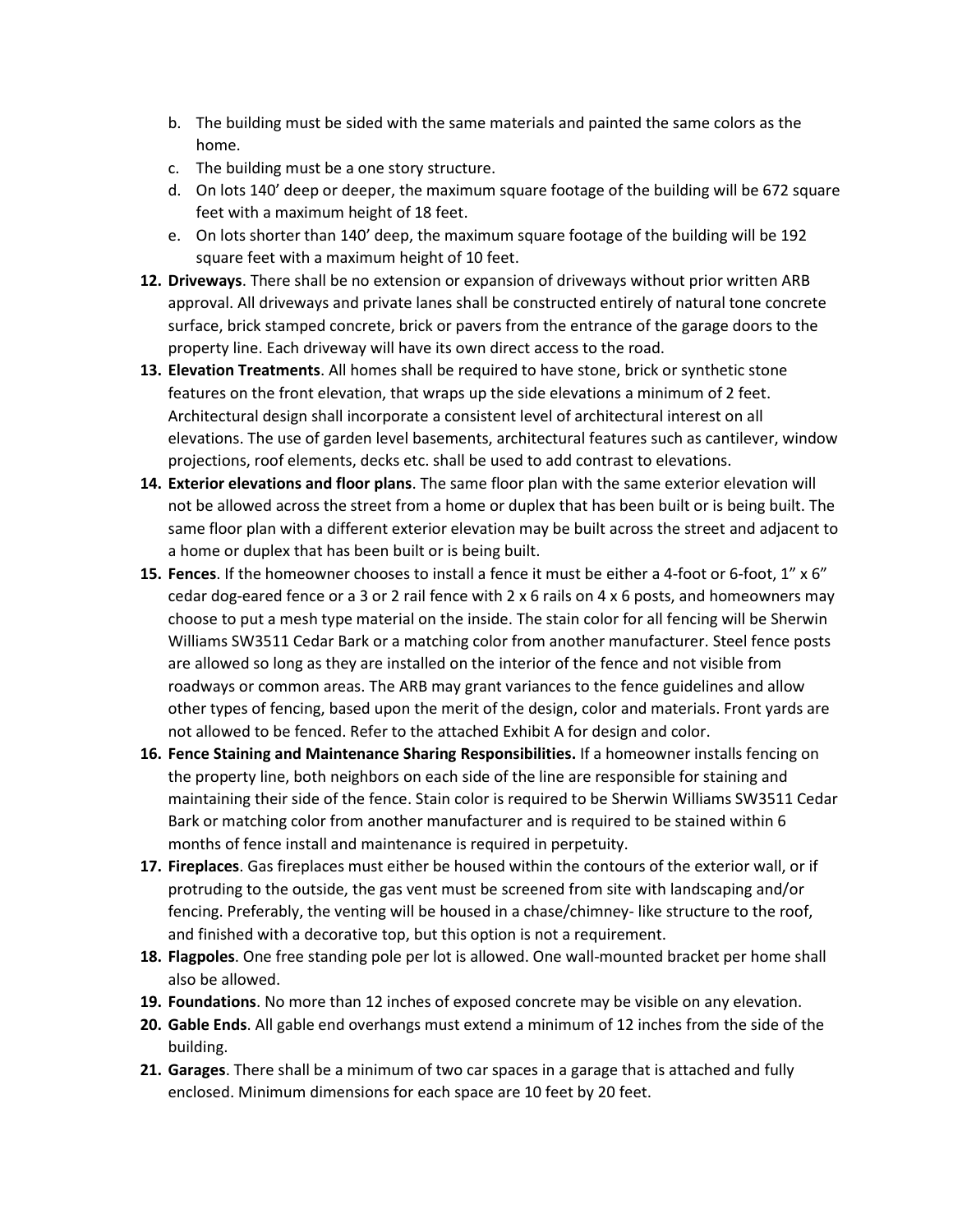b. The building must be sided with the same materials and painted the same colors as the home.
c. The building must be a one story structure.
d. On lots 140' deep or deeper, the maximum square footage of the building will be 672 square feet with a maximum height of 18 feet.
e. On lots shorter than 140' deep, the maximum square footage of the building will be 192 square feet with a maximum height of 10 feet.

12. **Driveways**. There shall be no extension or expansion of driveways without prior written ARB approval. All driveways and private lanes shall be constructed entirely of natural tone concrete surface, brick stamped concrete, brick or pavers from the entrance of the garage doors to the property line. Each driveway will have its own direct access to the road.
13. **Elevation Treatments**. All homes shall be required to have stone, brick or synthetic stone features on the front elevation, that wraps up the side elevations a minimum of 2 feet. Architectural design shall incorporate a consistent level of architectural interest on all elevations. The use of garden level basements, architectural features such as cantilever, window projections, roof elements, decks etc. shall be used to add contrast to elevations.
14. **Exterior elevations and floor plans**. The same floor plan with the same exterior elevation will not be allowed across the street from a home or duplex that has been built or is being built. The same floor plan with a different exterior elevation may be built across the street and adjacent to a home or duplex that has been built or is being built.
15. **Fences**. If the homeowner chooses to install a fence it must be either a 4-foot or 6-foot, 1" x 6" cedar dog-eared fence or a 3 or 2 rail fence with 2 x 6 rails on 4 x 6 posts, and homeowners may choose to put a mesh type material on the inside. The stain color for all fencing will be Sherwin Williams SW3511 Cedar Bark or a matching color from another manufacturer. Steel fence posts are allowed so long as they are installed on the interior of the fence and not visible from roadways or common areas. The ARB may grant variances to the fence guidelines and allow other types of fencing, based upon the merit of the design, color and materials. Front yards are not allowed to be fenced. Refer to the attached Exhibit A for design and color.
16. **Fence Staining and Maintenance Sharing Responsibilities.** If a homeowner installs fencing on the property line, both neighbors on each side of the line are responsible for staining and maintaining their side of the fence. Stain color is required to be Sherwin Williams SW3511 Cedar Bark or matching color from another manufacturer and is required to be stained within 6 months of fence install and maintenance is required in perpetuity.
17. **Fireplaces**. Gas fireplaces must either be housed within the contours of the exterior wall, or if protruding to the outside, the gas vent must be screened from site with landscaping and/or fencing. Preferably, the venting will be housed in a chase/chimney- like structure to the roof, and finished with a decorative top, but this option is not a requirement.
18. **Flagpoles**. One free standing pole per lot is allowed. One wall-mounted bracket per home shall also be allowed.
19. **Foundations**. No more than 12 inches of exposed concrete may be visible on any elevation.
20. **Gable Ends**. All gable end overhangs must extend a minimum of 12 inches from the side of the building.
21. **Garages**. There shall be a minimum of two car spaces in a garage that is attached and fully enclosed. Minimum dimensions for each space are 10 feet by 20 feet.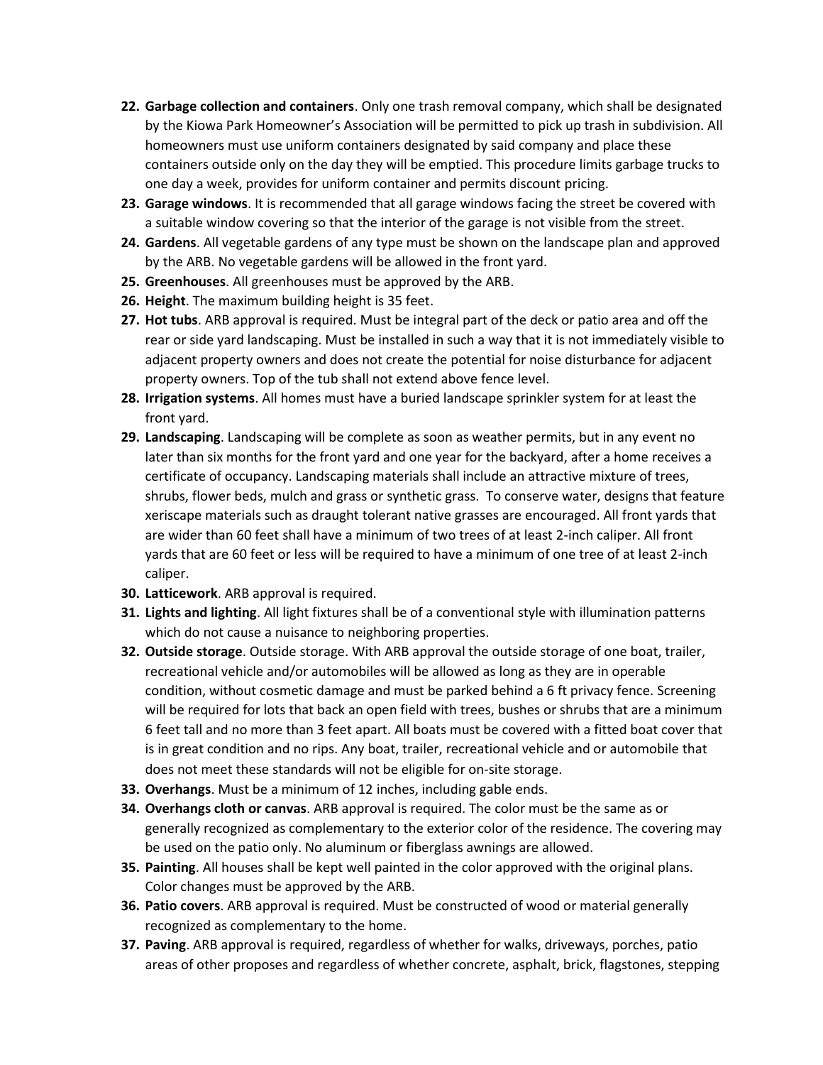22. **Garbage collection and containers**. Only one trash removal company, which shall be designated by the Kiowa Park Homeowner's Association will be permitted to pick up trash in subdivision. All homeowners must use uniform containers designated by said company and place these containers outside only on the day they will be emptied. This procedure limits garbage trucks to one day a week, provides for uniform container and permits discount pricing.
23. **Garage windows**. It is recommended that all garage windows facing the street be covered with a suitable window covering so that the interior of the garage is not visible from the street.
24. **Gardens**. All vegetable gardens of any type must be shown on the landscape plan and approved by the ARB. No vegetable gardens will be allowed in the front yard.
25. **Greenhouses**. All greenhouses must be approved by the ARB.
26. **Height**. The maximum building height is 35 feet.
27. **Hot tubs**. ARB approval is required. Must be integral part of the deck or patio area and off the rear or side yard landscaping. Must be installed in such a way that it is not immediately visible to adjacent property owners and does not create the potential for noise disturbance for adjacent property owners. Top of the tub shall not extend above fence level.
28. **Irrigation systems**. All homes must have a buried landscape sprinkler system for at least the front yard.
29. **Landscaping**. Landscaping will be complete as soon as weather permits, but in any event no later than six months for the front yard and one year for the backyard, after a home receives a certificate of occupancy. Landscaping materials shall include an attractive mixture of trees, shrubs, flower beds, mulch and grass or synthetic grass. To conserve water, designs that feature xeriscape materials such as draught tolerant native grasses are encouraged. All front yards that are wider than 60 feet shall have a minimum of two trees of at least 2-inch caliper. All front yards that are 60 feet or less will be required to have a minimum of one tree of at least 2-inch caliper.
30. **Latticework**. ARB approval is required.
31. **Lights and lighting**. All light fixtures shall be of a conventional style with illumination patterns which do not cause a nuisance to neighboring properties.
32. **Outside storage**. Outside storage. With ARB approval the outside storage of one boat, trailer, recreational vehicle and/or automobiles will be allowed as long as they are in operable condition, without cosmetic damage and must be parked behind a 6 ft privacy fence. Screening will be required for lots that back an open field with trees, bushes or shrubs that are a minimum 6 feet tall and no more than 3 feet apart. All boats must be covered with a fitted boat cover that is in great condition and no rips. Any boat, trailer, recreational vehicle and or automobile that does not meet these standards will not be eligible for on-site storage.
33. **Overhangs**. Must be a minimum of 12 inches, including gable ends.
34. **Overhangs cloth or canvas**. ARB approval is required. The color must be the same as or generally recognized as complementary to the exterior color of the residence. The covering may be used on the patio only. No aluminum or fiberglass awnings are allowed.
35. **Painting**. All houses shall be kept well painted in the color approved with the original plans. Color changes must be approved by the ARB.
36. **Patio covers**. ARB approval is required. Must be constructed of wood or material generally recognized as complementary to the home.
37. **Paving**. ARB approval is required, regardless of whether for walks, driveways, porches, patio areas of other proposes and regardless of whether concrete, asphalt, brick, flagstones, stepping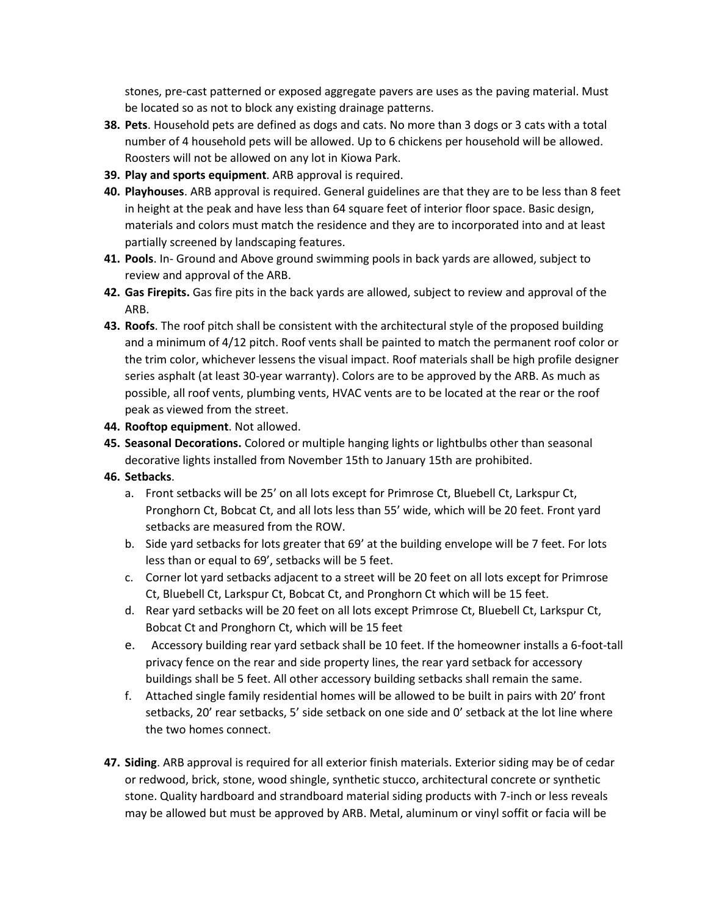stones, pre-cast patterned or exposed aggregate pavers are uses as the paving material. Must be located so as not to block any existing drainage patterns.

38. **Pets**. Household pets are defined as dogs and cats. No more than 3 dogs or 3 cats with a total number of 4 household pets will be allowed. Up to 6 chickens per household will be allowed. Roosters will not be allowed on any lot in Kiowa Park.
39. **Play and sports equipment**. ARB approval is required.
40. **Playhouses**. ARB approval is required. General guidelines are that they are to be less than 8 feet in height at the peak and have less than 64 square feet of interior floor space. Basic design, materials and colors must match the residence and they are to incorporated into and at least partially screened by landscaping features.
41. **Pools**. In- Ground and Above ground swimming pools in back yards are allowed, subject to review and approval of the ARB.
42. **Gas Firepits.** Gas fire pits in the back yards are allowed, subject to review and approval of the ARB.
43. **Roofs**. The roof pitch shall be consistent with the architectural style of the proposed building and a minimum of 4/12 pitch. Roof vents shall be painted to match the permanent roof color or the trim color, whichever lessens the visual impact. Roof materials shall be high profile designer series asphalt (at least 30-year warranty). Colors are to be approved by the ARB. As much as possible, all roof vents, plumbing vents, HVAC vents are to be located at the rear or the roof peak as viewed from the street.
44. **Rooftop equipment**. Not allowed.
45. **Seasonal Decorations.** Colored or multiple hanging lights or lightbulbs other than seasonal decorative lights installed from November 15th to January 15th are prohibited.
46. **Setbacks**.
    a. Front setbacks will be 25' on all lots except for Primrose Ct, Bluebell Ct, Larkspur Ct, Pronghorn Ct, Bobcat Ct, and all lots less than 55' wide, which will be 20 feet. Front yard setbacks are measured from the ROW.
    b. Side yard setbacks for lots greater that 69' at the building envelope will be 7 feet. For lots less than or equal to 69', setbacks will be 5 feet.
    c. Corner lot yard setbacks adjacent to a street will be 20 feet on all lots except for Primrose Ct, Bluebell Ct, Larkspur Ct, Bobcat Ct, and Pronghorn Ct which will be 15 feet.
    d. Rear yard setbacks will be 20 feet on all lots except Primrose Ct, Bluebell Ct, Larkspur Ct, Bobcat Ct and Pronghorn Ct, which will be 15 feet
    e. Accessory building rear yard setback shall be 10 feet. If the homeowner installs a 6-foot-tall privacy fence on the rear and side property lines, the rear yard setback for accessory buildings shall be 5 feet. All other accessory building setbacks shall remain the same.
    f. Attached single family residential homes will be allowed to be built in pairs with 20' front setbacks, 20' rear setbacks, 5' side setback on one side and 0' setback at the lot line where the two homes connect.

47. **Siding**. ARB approval is required for all exterior finish materials. Exterior siding may be of cedar or redwood, brick, stone, wood shingle, synthetic stucco, architectural concrete or synthetic stone. Quality hardboard and strandboard material siding products with 7-inch or less reveals may be allowed but must be approved by ARB. Metal, aluminum or vinyl soffit or facia will be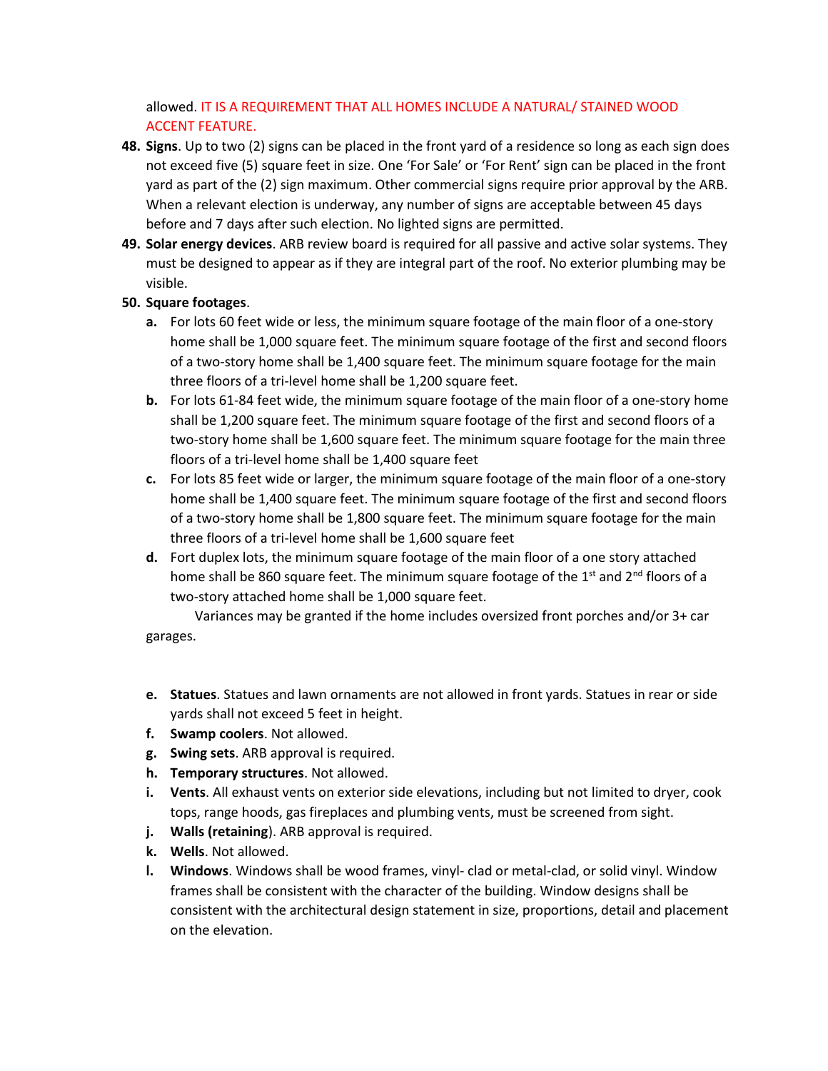allowed. IT IS A REQUIREMENT THAT ALL HOMES INCLUDE A NATURAL/ STAINED WOOD ACCENT FEATURE.

48. **Signs**. Up to two (2) signs can be placed in the front yard of a residence so long as each sign does not exceed five (5) square feet in size. One 'For Sale' or 'For Rent' sign can be placed in the front yard as part of the (2) sign maximum. Other commercial signs require prior approval by the ARB. When a relevant election is underway, any number of signs are acceptable between 45 days before and 7 days after such election. No lighted signs are permitted.

49. **Solar energy devices**. ARB review board is required for all passive and active solar systems. They must be designed to appear as if they are integral part of the roof. No exterior plumbing may be visible.

50. **Square footages**.
    - **a.** For lots 60 feet wide or less, the minimum square footage of the main floor of a one-story home shall be 1,000 square feet. The minimum square footage of the first and second floors of a two-story home shall be 1,400 square feet. The minimum square footage for the main three floors of a tri-level home shall be 1,200 square feet.
    - **b.** For lots 61-84 feet wide, the minimum square footage of the main floor of a one-story home shall be 1,200 square feet. The minimum square footage of the first and second floors of a two-story home shall be 1,600 square feet. The minimum square footage for the main three floors of a tri-level home shall be 1,400 square feet
    - **c.** For lots 85 feet wide or larger, the minimum square footage of the main floor of a one-story home shall be 1,400 square feet. The minimum square footage of the first and second floors of a two-story home shall be 1,800 square feet. The minimum square footage for the main three floors of a tri-level home shall be 1,600 square feet
    - **d.** Fort duplex lots, the minimum square footage of the main floor of a one story attached home shall be 860 square feet. The minimum square footage of the 1st and 2nd floors of a two-story attached home shall be 1,000 square feet.

    Variances may be granted if the home includes oversized front porches and/or 3+ car garages.

    - **e.** **Statues**. Statues and lawn ornaments are not allowed in front yards. Statues in rear or side yards shall not exceed 5 feet in height.
    - **f.** **Swamp coolers**. Not allowed.
    - **g.** **Swing sets**. ARB approval is required.
    - **h.** **Temporary structures**. Not allowed.
    - **i.** **Vents**. All exhaust vents on exterior side elevations, including but not limited to dryer, cook tops, range hoods, gas fireplaces and plumbing vents, must be screened from sight.
    - **j.** **Walls (retaining)**. ARB approval is required.
    - **k.** **Wells**. Not allowed.
    - **l.** **Windows**. Windows shall be wood frames, vinyl- clad or metal-clad, or solid vinyl. Window frames shall be consistent with the character of the building. Window designs shall be consistent with the architectural design statement in size, proportions, detail and placement on the elevation.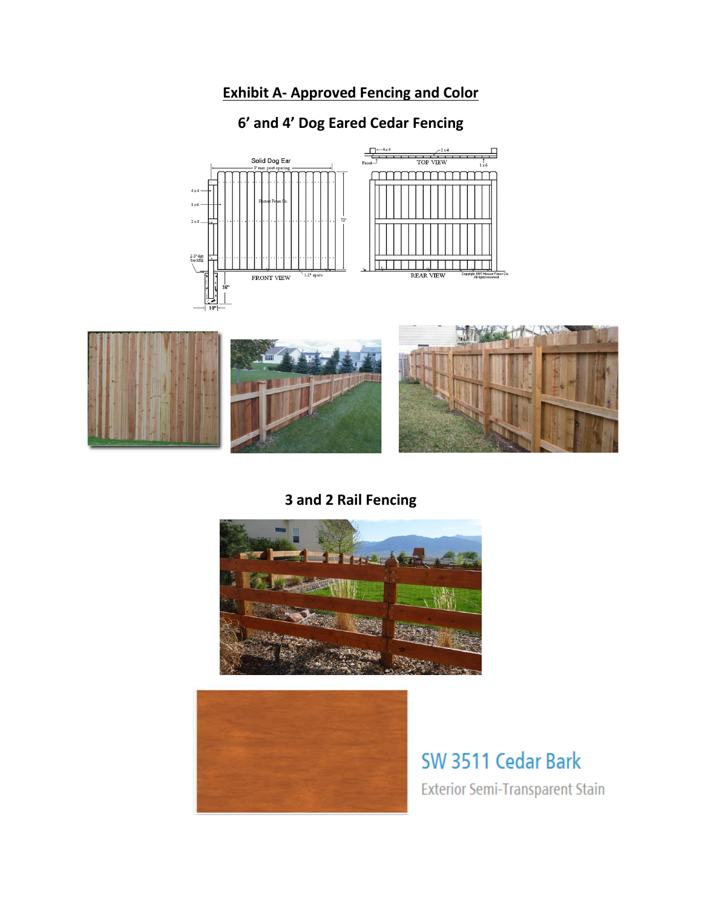# Exhibit A- Approved Fencing and Color

## 6' and 4' Dog Eared Cedar Fencing

## 3 and 2 Rail Fencing

SW 3511 Cedar Bark

Exterior Semi-Transparent Stain